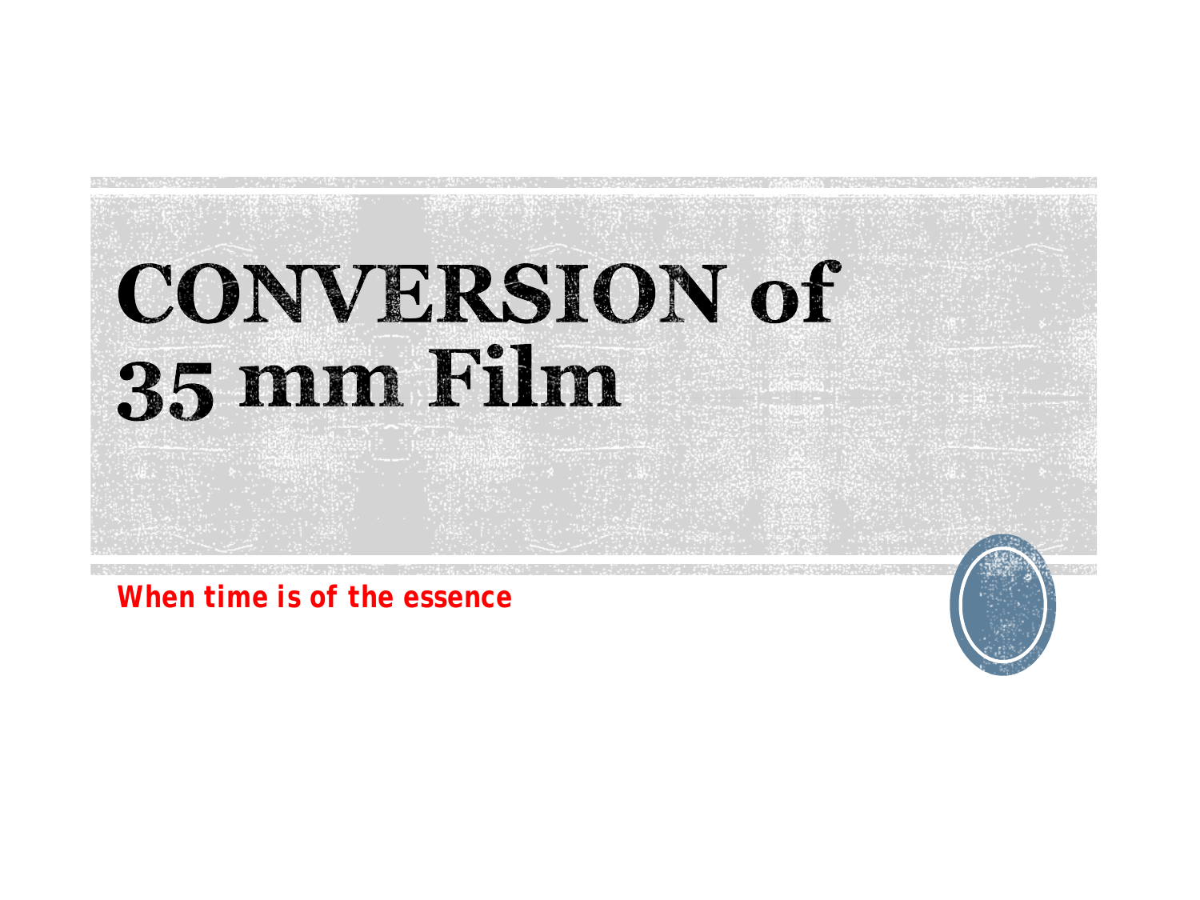# CONVERSION of 35 mm Film

***When time is of the essence***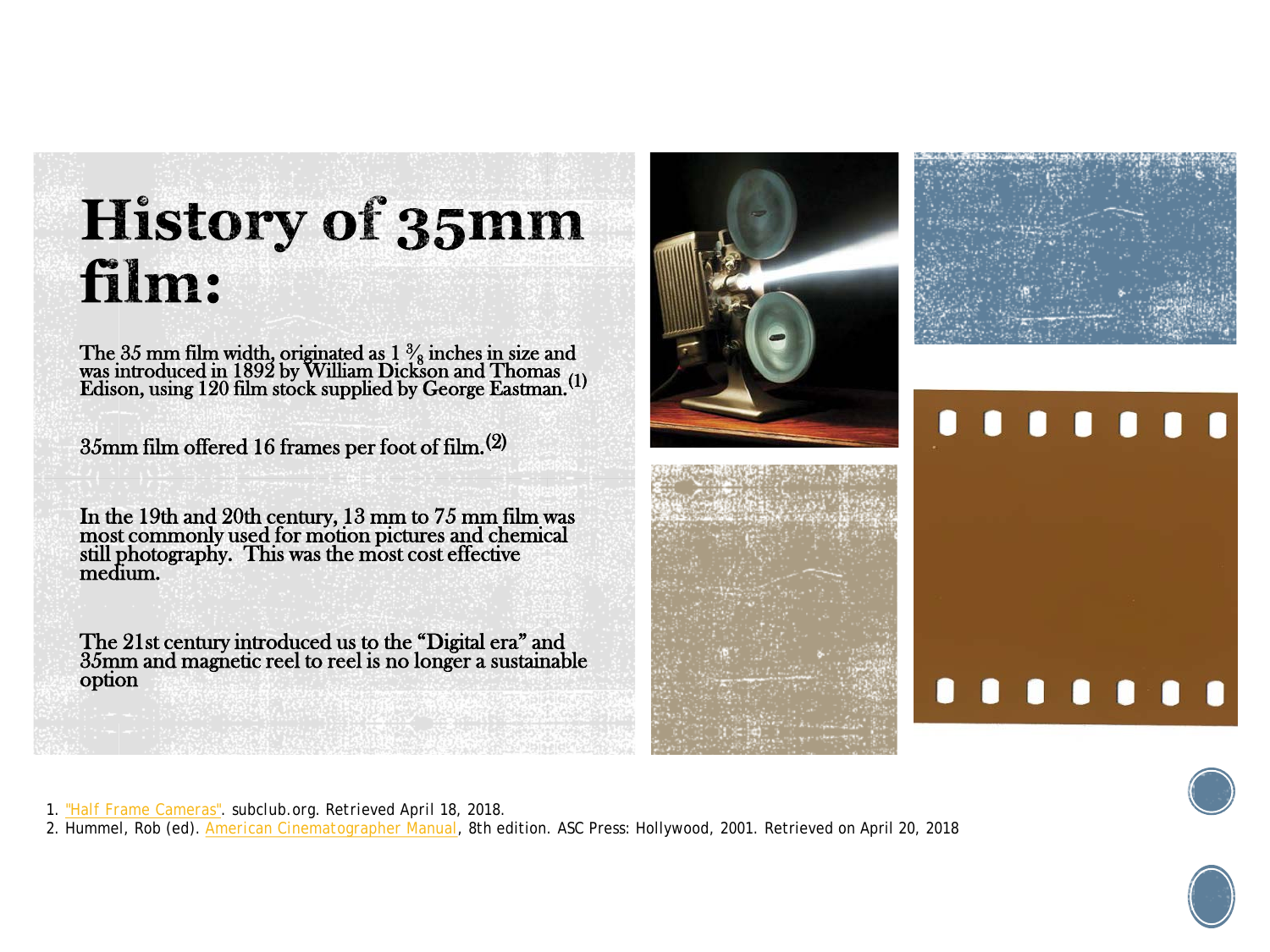# History of 35mm film:

The 35 mm film width, originated as 1 ⅜ inches in size and was introduced in 1892 by William Dickson and Thomas Edison, using 120 film stock supplied by George Eastman.[1]

35mm film offered 16 frames per foot of film.[2]

In the 19th and 20th century, 13 mm to 75 mm film was most commonly used for motion pictures and chemical still photography. This was the most cost effective medium.

The 21st century introduced us to the "Digital era" and 35mm and magnetic reel to reel is no longer a sustainable option

1. "Half Frame Cameras". subclub.org. Retrieved April 18, 2018.
2. Hummel, Rob (ed). American Cinematographer Manual, 8th edition. ASC Press: Hollywood, 2001. Retrieved on April 20, 2018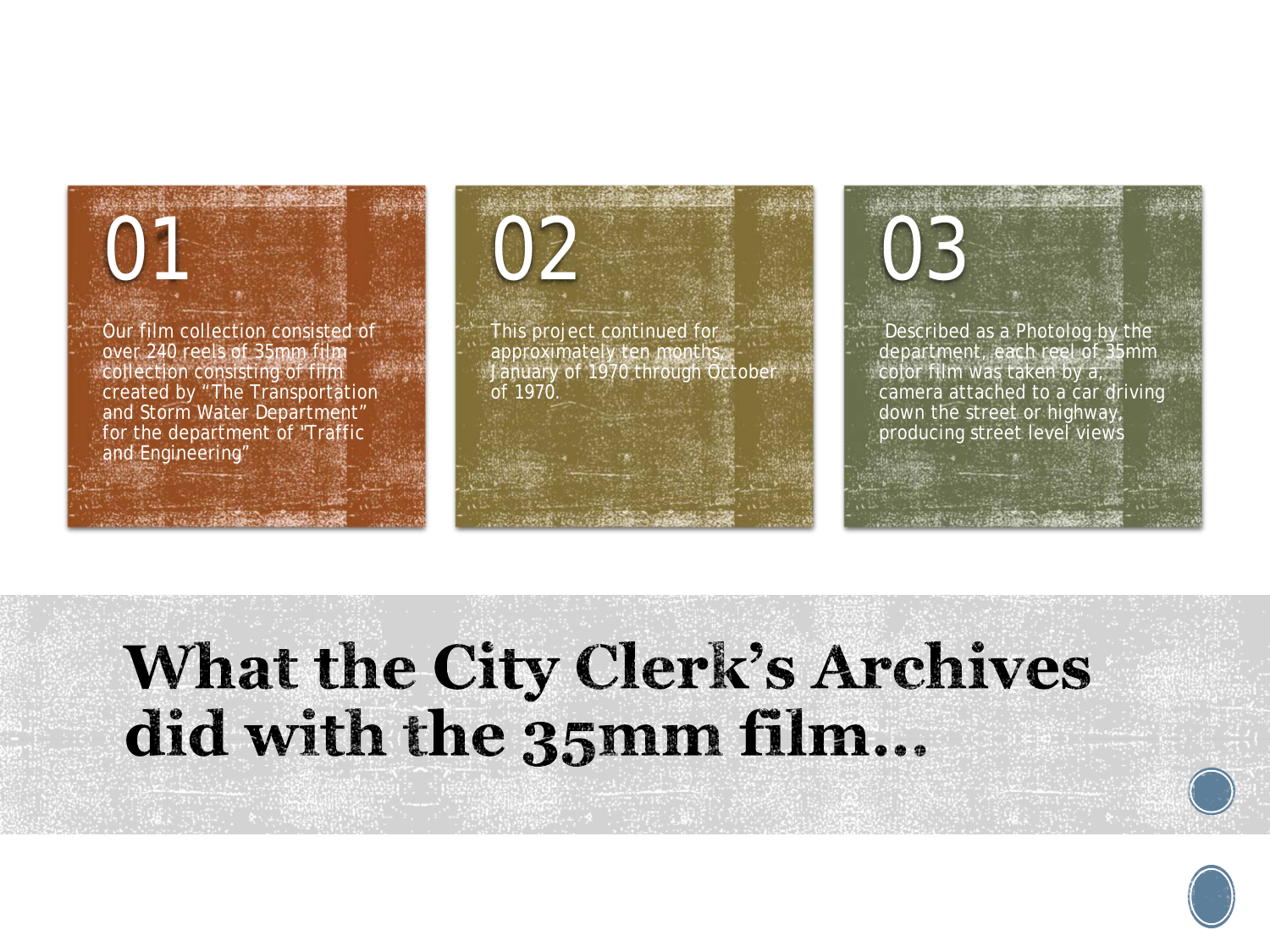## 01

Our film collection consisted of over 240 reels of 35mm film collection consisting of film created by “The Transportation and Storm Water Department” for the department of "Traffic and Engineering”

## 02

This project continued for approximately ten months, January of 1970 through October of 1970.

## 03

Described as a Photolog by the department, each reel of 35mm color film was taken by a, camera attached to a car driving down the street or highway, producing street level views

# What the City Clerk’s Archives did with the 35mm film…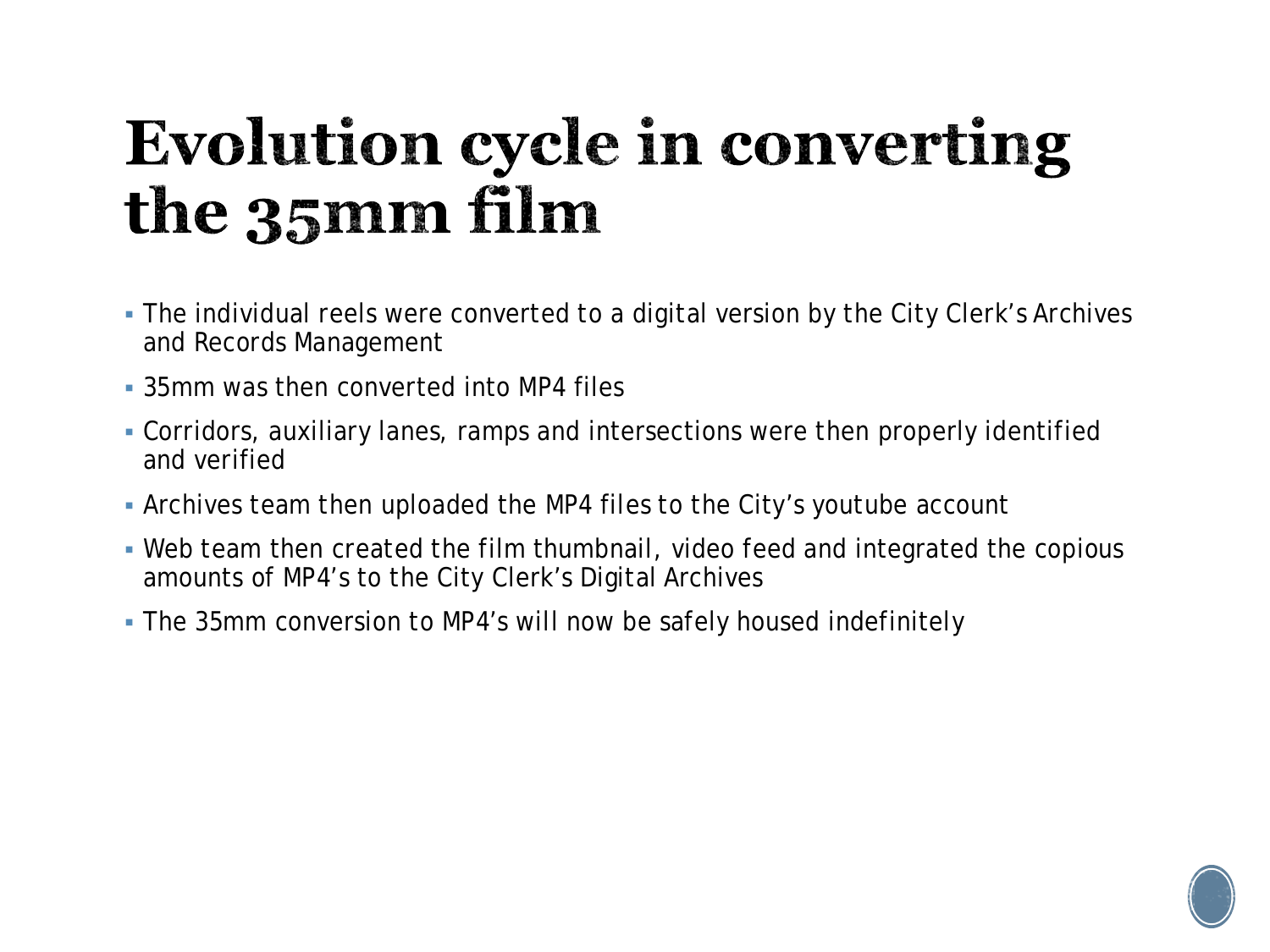# Evolution cycle in converting the 35mm film

- The individual reels were converted to a digital version by the City Clerk's Archives and Records Management
- 35mm was then converted into MP4 files
- Corridors, auxiliary lanes, ramps and intersections were then properly identified and verified
- Archives team then uploaded the MP4 files to the City's youtube account
- Web team then created the film thumbnail, video feed and integrated the copious amounts of MP4's to the City Clerk's Digital Archives
- The 35mm conversion to MP4's will now be safely housed indefinitely